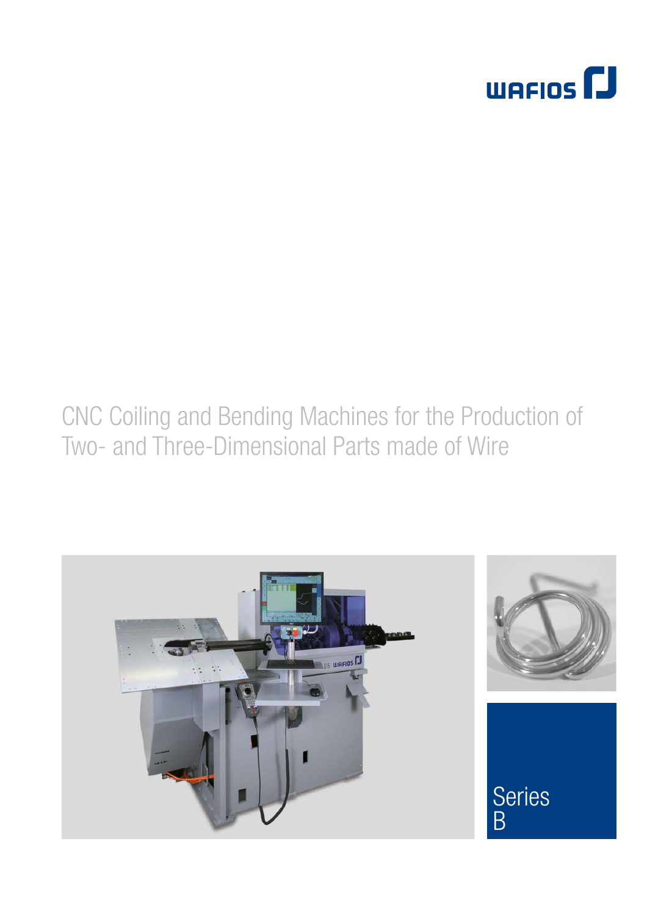WAFIOS

# CNC Coiling and Bending Machines for the Production of Two- and Three-Dimensional Parts made of Wire

Series B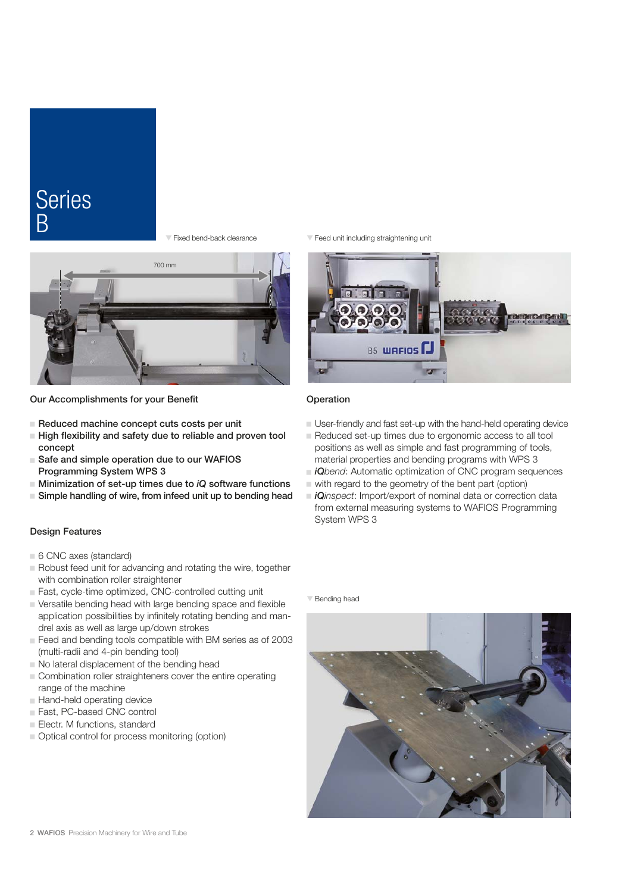# Series B

Fixed bend-back clearance

700 mm

Feed unit including straightening unit

## Our Accomplishments for your Benefit

- **Reduced machine concept cuts costs per unit**
- **High flexibility and safety due to reliable and proven tool concept**
- **Safe and simple operation due to our WAFIOS Programming System WPS 3**
- **Minimization of set-up times due to *iQ* software functions**
- **Simple handling of wire, from infeed unit up to bending head**

## Design Features

- 6 CNC axes (standard)
- Robust feed unit for advancing and rotating the wire, together with combination roller straightener
- Fast, cycle-time optimized, CNC-controlled cutting unit
- Versatile bending head with large bending space and flexible application possibilities by infinitely rotating bending and mandrel axis as well as large up/down strokes
- Feed and bending tools compatible with BM series as of 2003 (multi-radii and 4-pin bending tool)
- No lateral displacement of the bending head
- Combination roller straighteners cover the entire operating range of the machine
- Hand-held operating device
- Fast, PC-based CNC control
- Electr. M functions, standard
- Optical control for process monitoring (option)

## Operation

- User-friendly and fast set-up with the hand-held operating device
- Reduced set-up times due to ergonomic access to all tool positions as well as simple and fast programming of tools, material properties and bending programs with WPS 3
- ***iQ**bend*: Automatic optimization of CNC program sequences
- with regard to the geometry of the bent part (option)
- ***iQ**inspect*: Import/export of nominal data or correction data from external measuring systems to WAFIOS Programming System WPS 3

Bending head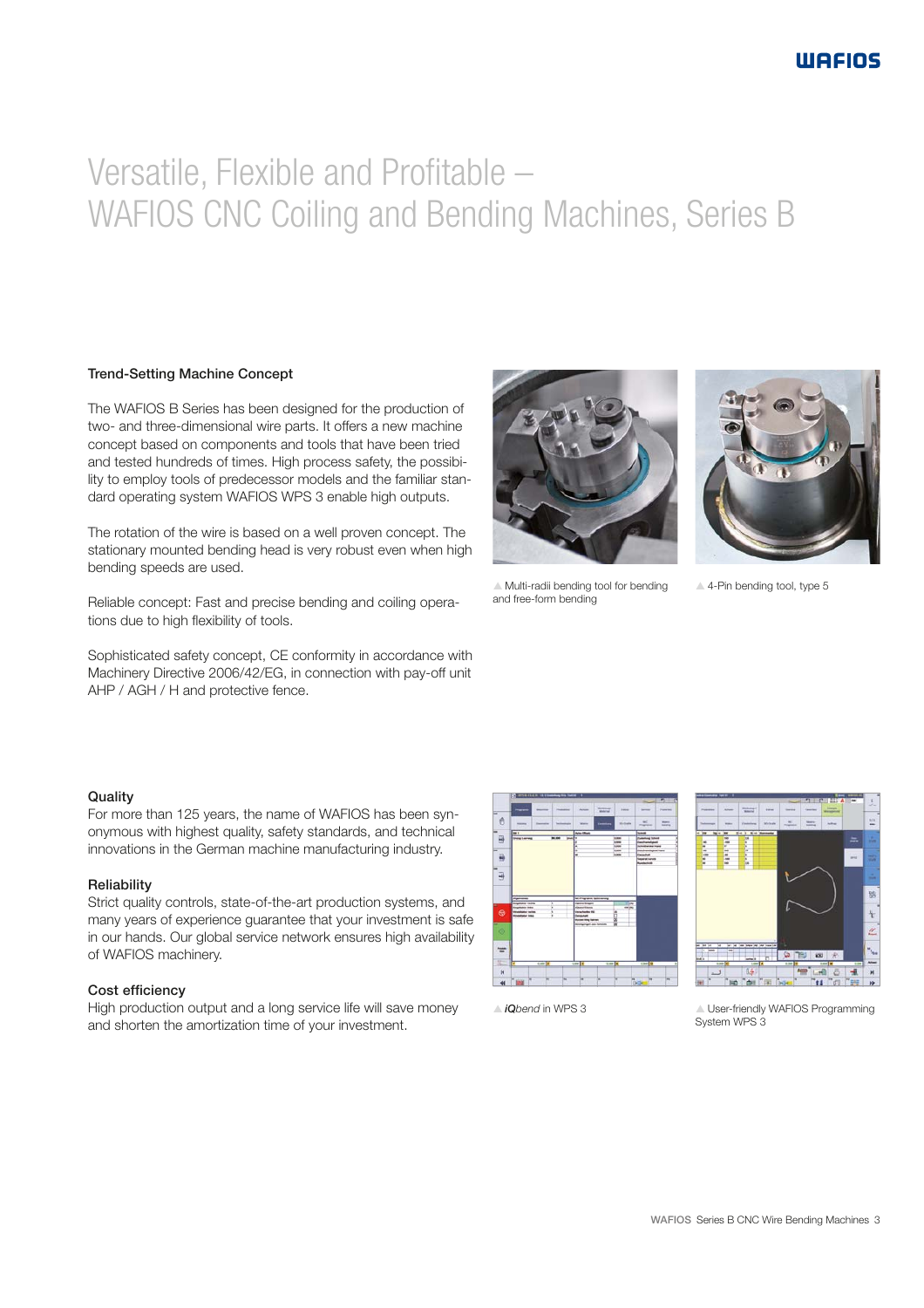# Versatile, Flexible and Profitable – WAFIOS CNC Coiling and Bending Machines, Series B

### Trend-Setting Machine Concept

The WAFIOS B Series has been designed for the production of two- and three-dimensional wire parts. It offers a new machine concept based on components and tools that have been tried and tested hundreds of times. High process safety, the possibility to employ tools of predecessor models and the familiar standard operating system WAFIOS WPS 3 enable high outputs.

The rotation of the wire is based on a well proven concept. The stationary mounted bending head is very robust even when high bending speeds are used.

Reliable concept: Fast and precise bending and coiling operations due to high flexibility of tools.

Sophisticated safety concept, CE conformity in accordance with Machinery Directive 2006/42/EG, in connection with pay-off unit AHP / AGH / H and protective fence.

▲ Multi-radii bending tool for bending and free-form bending

▲ 4-Pin bending tool, type 5

### Quality

For more than 125 years, the name of WAFIOS has been synonymous with highest quality, safety standards, and technical innovations in the German machine manufacturing industry.

### Reliability

Strict quality controls, state-of-the-art production systems, and many years of experience guarantee that your investment is safe in our hands. Our global service network ensures high availability of WAFIOS machinery.

### Cost efficiency

High production output and a long service life will save money and shorten the amortization time of your investment.

▲ ***iQ****bend* in WPS 3

▲ User-friendly WAFIOS Programming System WPS 3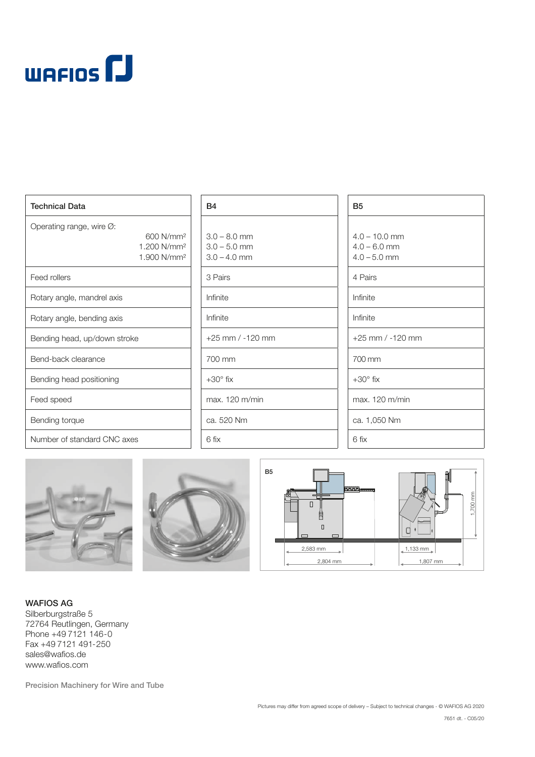| Technical Data | B4 | B5 |
|---|---|---|
| Operating range, wire Ø: 600 N/mm² / 1.200 N/mm² / 1.900 N/mm² | 3.0 – 8.0 mm / 3.0 – 5.0 mm / 3.0 – 4.0 mm | 4.0 – 10.0 mm / 4.0 – 6.0 mm / 4.0 – 5.0 mm |
| Feed rollers | 3 Pairs | 4 Pairs |
| Rotary angle, mandrel axis | Infinite | Infinite |
| Rotary angle, bending axis | Infinite | Infinite |
| Bending head, up/down stroke | +25 mm / -120 mm | +25 mm / -120 mm |
| Bend-back clearance | 700 mm | 700 mm |
| Bending head positioning | +30° fix | +30° fix |
| Feed speed | max. 120 m/min | max. 120 m/min |
| Bending torque | ca. 520 Nm | ca. 1,050 Nm |
| Number of standard CNC axes | 6 fix | 6 fix |

B5

2,583 mm

2,804 mm

1,133 mm

1,807 mm

1,700 mm

**WAFIOS AG**
Silberburgstraße 5
72764 Reutlingen, Germany
Phone +49 7121 146-0
Fax +49 7121 491-250
sales@wafios.de
www.wafios.com

**Precision Machinery for Wire and Tube**

Pictures may differ from agreed scope of delivery – Subject to technical changes - © WAFIOS AG 2020

7651 dt. - C05/20